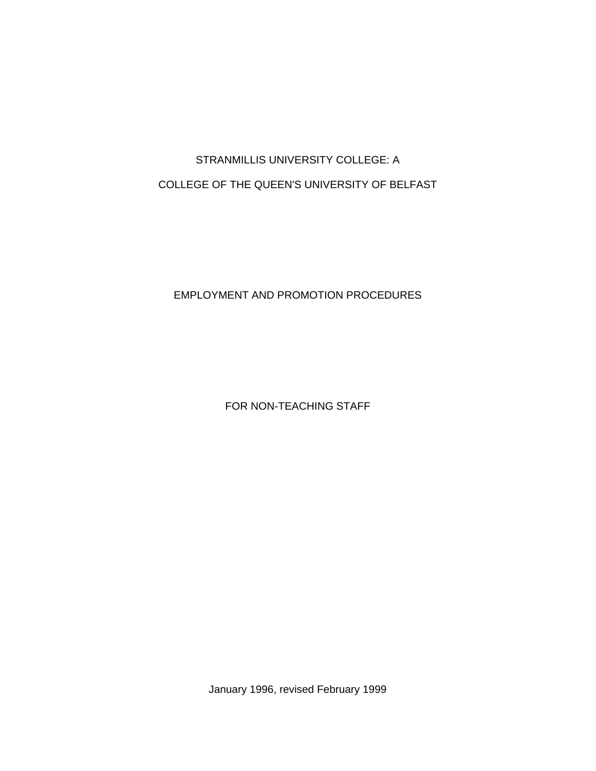# STRANMILLIS UNIVERSITY COLLEGE: A COLLEGE OF THE QUEEN'S UNIVERSITY OF BELFAST

## EMPLOYMENT AND PROMOTION PROCEDURES

## FOR NON-TEACHING STAFF

January 1996, revised February 1999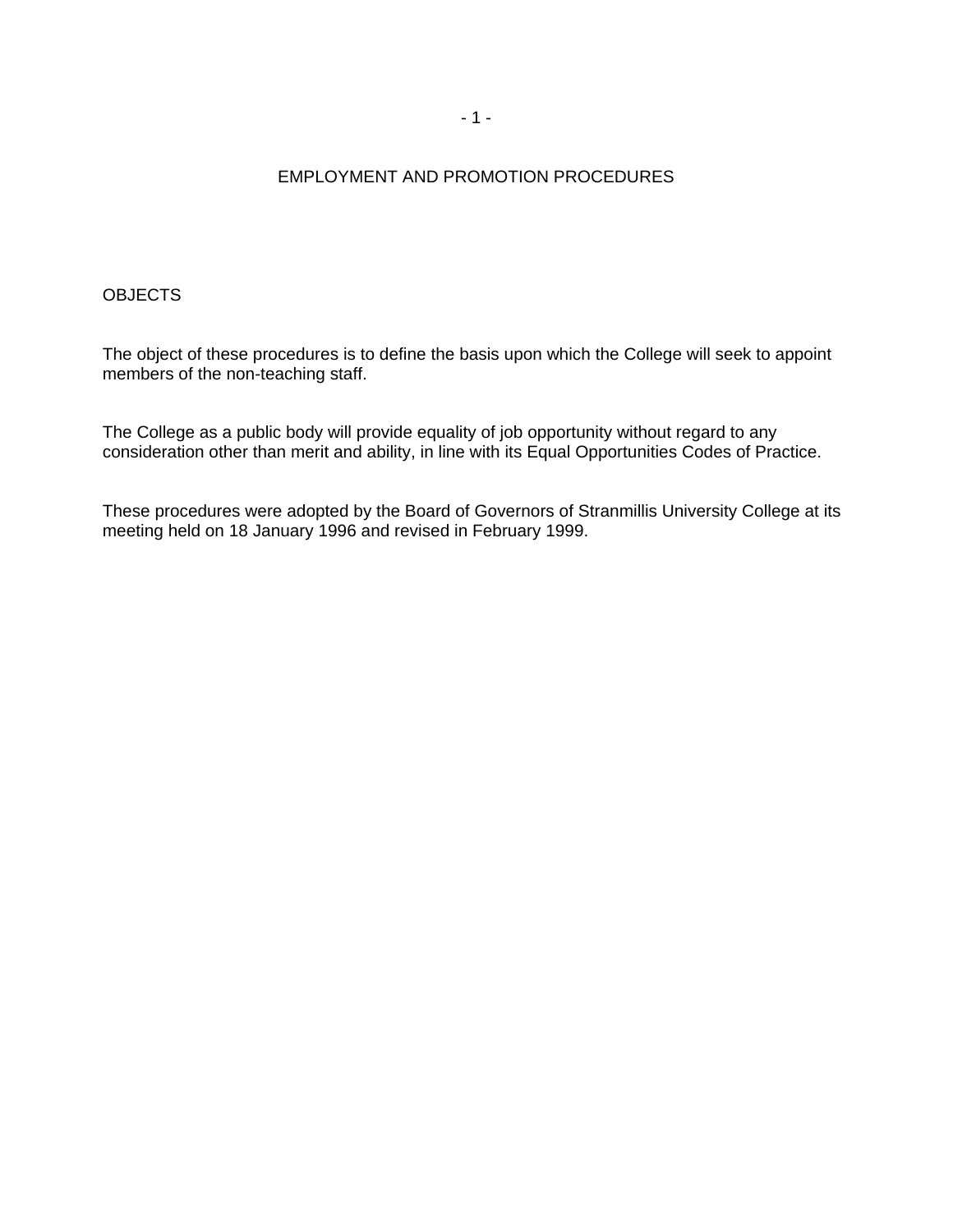# EMPLOYMENT AND PROMOTION PROCEDURES

## OBJECTS

The object of these procedures is to define the basis upon which the College will seek to appoint members of the non-teaching staff.

The College as a public body will provide equality of job opportunity without regard to any consideration other than merit and ability, in line with its Equal Opportunities Codes of Practice.

These procedures were adopted by the Board of Governors of Stranmillis University College at its meeting held on 18 January 1996 and revised in February 1999.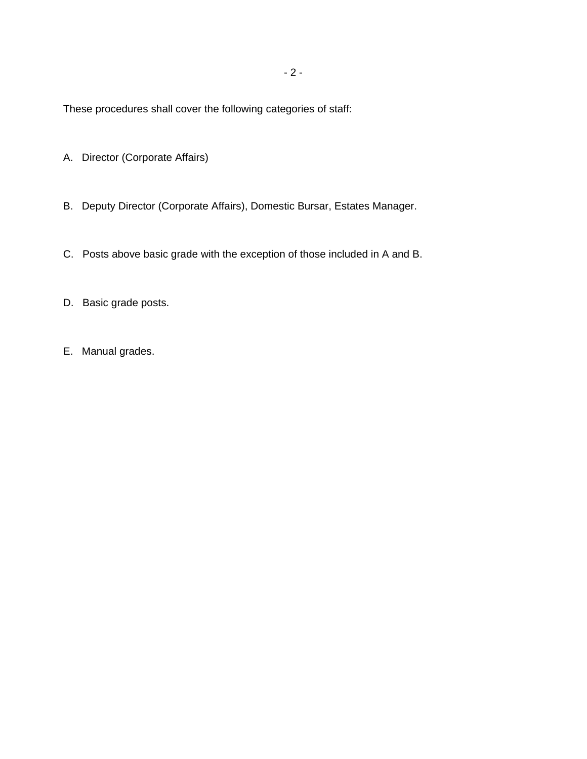These procedures shall cover the following categories of staff:

A. Director (Corporate Affairs)

B. Deputy Director (Corporate Affairs), Domestic Bursar, Estates Manager.

C. Posts above basic grade with the exception of those included in A and B.

D. Basic grade posts.

E. Manual grades.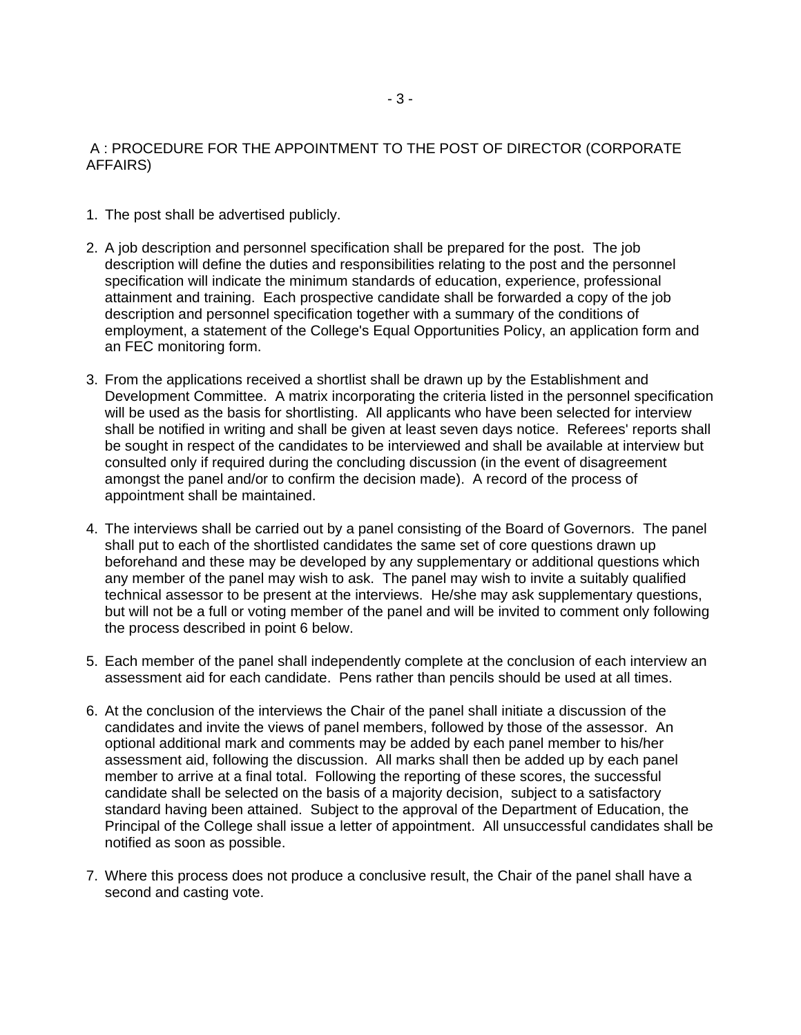## A : PROCEDURE FOR THE APPOINTMENT TO THE POST OF DIRECTOR (CORPORATE AFFAIRS)

1. The post shall be advertised publicly.

2. A job description and personnel specification shall be prepared for the post. The job description will define the duties and responsibilities relating to the post and the personnel specification will indicate the minimum standards of education, experience, professional attainment and training. Each prospective candidate shall be forwarded a copy of the job description and personnel specification together with a summary of the conditions of employment, a statement of the College's Equal Opportunities Policy, an application form and an FEC monitoring form.

3. From the applications received a shortlist shall be drawn up by the Establishment and Development Committee. A matrix incorporating the criteria listed in the personnel specification will be used as the basis for shortlisting. All applicants who have been selected for interview shall be notified in writing and shall be given at least seven days notice. Referees' reports shall be sought in respect of the candidates to be interviewed and shall be available at interview but consulted only if required during the concluding discussion (in the event of disagreement amongst the panel and/or to confirm the decision made). A record of the process of appointment shall be maintained.

4. The interviews shall be carried out by a panel consisting of the Board of Governors. The panel shall put to each of the shortlisted candidates the same set of core questions drawn up beforehand and these may be developed by any supplementary or additional questions which any member of the panel may wish to ask. The panel may wish to invite a suitably qualified technical assessor to be present at the interviews. He/she may ask supplementary questions, but will not be a full or voting member of the panel and will be invited to comment only following the process described in point 6 below.

5. Each member of the panel shall independently complete at the conclusion of each interview an assessment aid for each candidate. Pens rather than pencils should be used at all times.

6. At the conclusion of the interviews the Chair of the panel shall initiate a discussion of the candidates and invite the views of panel members, followed by those of the assessor. An optional additional mark and comments may be added by each panel member to his/her assessment aid, following the discussion. All marks shall then be added up by each panel member to arrive at a final total. Following the reporting of these scores, the successful candidate shall be selected on the basis of a majority decision, subject to a satisfactory standard having been attained. Subject to the approval of the Department of Education, the Principal of the College shall issue a letter of appointment. All unsuccessful candidates shall be notified as soon as possible.

7. Where this process does not produce a conclusive result, the Chair of the panel shall have a second and casting vote.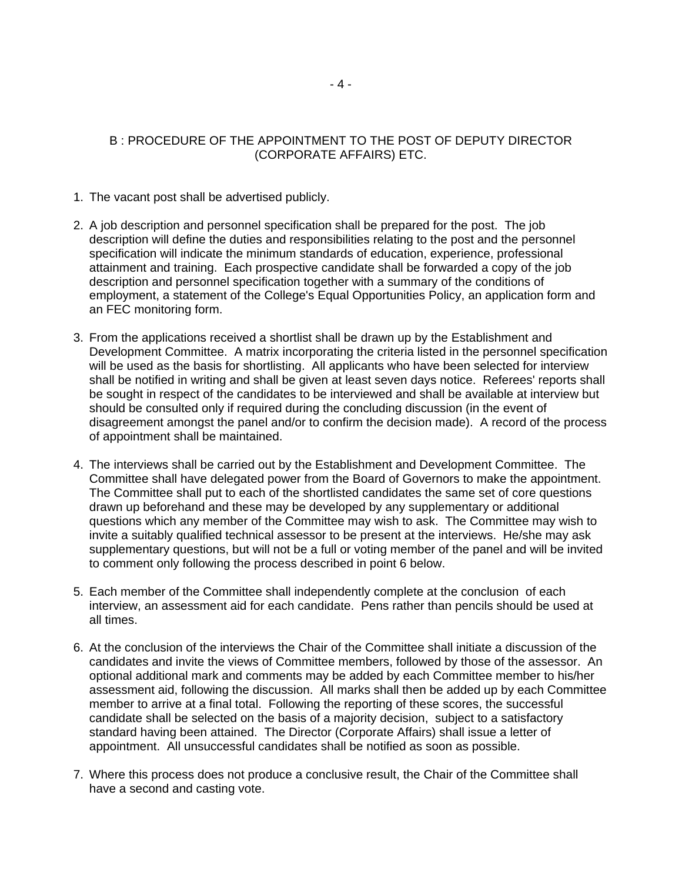## B : PROCEDURE OF THE APPOINTMENT TO THE POST OF DEPUTY DIRECTOR (CORPORATE AFFAIRS) ETC.

1. The vacant post shall be advertised publicly.

2. A job description and personnel specification shall be prepared for the post. The job description will define the duties and responsibilities relating to the post and the personnel specification will indicate the minimum standards of education, experience, professional attainment and training. Each prospective candidate shall be forwarded a copy of the job description and personnel specification together with a summary of the conditions of employment, a statement of the College's Equal Opportunities Policy, an application form and an FEC monitoring form.

3. From the applications received a shortlist shall be drawn up by the Establishment and Development Committee. A matrix incorporating the criteria listed in the personnel specification will be used as the basis for shortlisting. All applicants who have been selected for interview shall be notified in writing and shall be given at least seven days notice. Referees' reports shall be sought in respect of the candidates to be interviewed and shall be available at interview but should be consulted only if required during the concluding discussion (in the event of disagreement amongst the panel and/or to confirm the decision made). A record of the process of appointment shall be maintained.

4. The interviews shall be carried out by the Establishment and Development Committee. The Committee shall have delegated power from the Board of Governors to make the appointment. The Committee shall put to each of the shortlisted candidates the same set of core questions drawn up beforehand and these may be developed by any supplementary or additional questions which any member of the Committee may wish to ask. The Committee may wish to invite a suitably qualified technical assessor to be present at the interviews. He/she may ask supplementary questions, but will not be a full or voting member of the panel and will be invited to comment only following the process described in point 6 below.

5. Each member of the Committee shall independently complete at the conclusion of each interview, an assessment aid for each candidate. Pens rather than pencils should be used at all times.

6. At the conclusion of the interviews the Chair of the Committee shall initiate a discussion of the candidates and invite the views of Committee members, followed by those of the assessor. An optional additional mark and comments may be added by each Committee member to his/her assessment aid, following the discussion. All marks shall then be added up by each Committee member to arrive at a final total. Following the reporting of these scores, the successful candidate shall be selected on the basis of a majority decision, subject to a satisfactory standard having been attained. The Director (Corporate Affairs) shall issue a letter of appointment. All unsuccessful candidates shall be notified as soon as possible.

7. Where this process does not produce a conclusive result, the Chair of the Committee shall have a second and casting vote.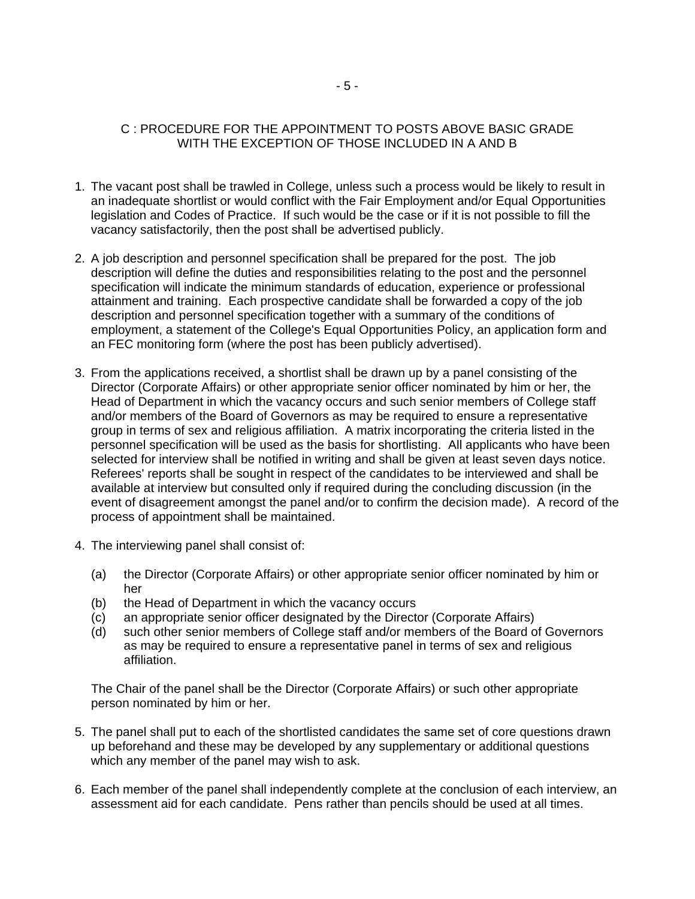## C : PROCEDURE FOR THE APPOINTMENT TO POSTS ABOVE BASIC GRADE WITH THE EXCEPTION OF THOSE INCLUDED IN A AND B

1. The vacant post shall be trawled in College, unless such a process would be likely to result in an inadequate shortlist or would conflict with the Fair Employment and/or Equal Opportunities legislation and Codes of Practice. If such would be the case or if it is not possible to fill the vacancy satisfactorily, then the post shall be advertised publicly.

2. A job description and personnel specification shall be prepared for the post. The job description will define the duties and responsibilities relating to the post and the personnel specification will indicate the minimum standards of education, experience or professional attainment and training. Each prospective candidate shall be forwarded a copy of the job description and personnel specification together with a summary of the conditions of employment, a statement of the College's Equal Opportunities Policy, an application form and an FEC monitoring form (where the post has been publicly advertised).

3. From the applications received, a shortlist shall be drawn up by a panel consisting of the Director (Corporate Affairs) or other appropriate senior officer nominated by him or her, the Head of Department in which the vacancy occurs and such senior members of College staff and/or members of the Board of Governors as may be required to ensure a representative group in terms of sex and religious affiliation. A matrix incorporating the criteria listed in the personnel specification will be used as the basis for shortlisting. All applicants who have been selected for interview shall be notified in writing and shall be given at least seven days notice. Referees' reports shall be sought in respect of the candidates to be interviewed and shall be available at interview but consulted only if required during the concluding discussion (in the event of disagreement amongst the panel and/or to confirm the decision made). A record of the process of appointment shall be maintained.

4. The interviewing panel shall consist of:

   (a) the Director (Corporate Affairs) or other appropriate senior officer nominated by him or her
   (b) the Head of Department in which the vacancy occurs
   (c) an appropriate senior officer designated by the Director (Corporate Affairs)
   (d) such other senior members of College staff and/or members of the Board of Governors as may be required to ensure a representative panel in terms of sex and religious affiliation.

   The Chair of the panel shall be the Director (Corporate Affairs) or such other appropriate person nominated by him or her.

5. The panel shall put to each of the shortlisted candidates the same set of core questions drawn up beforehand and these may be developed by any supplementary or additional questions which any member of the panel may wish to ask.

6. Each member of the panel shall independently complete at the conclusion of each interview, an assessment aid for each candidate. Pens rather than pencils should be used at all times.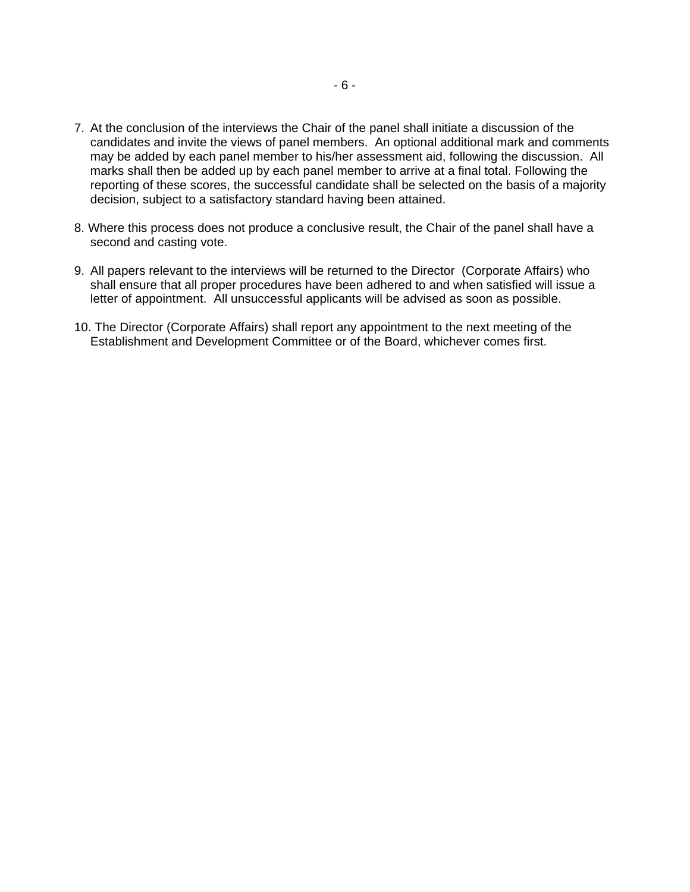7. At the conclusion of the interviews the Chair of the panel shall initiate a discussion of the candidates and invite the views of panel members. An optional additional mark and comments may be added by each panel member to his/her assessment aid, following the discussion. All marks shall then be added up by each panel member to arrive at a final total. Following the reporting of these scores, the successful candidate shall be selected on the basis of a majority decision, subject to a satisfactory standard having been attained.

8. Where this process does not produce a conclusive result, the Chair of the panel shall have a second and casting vote.

9. All papers relevant to the interviews will be returned to the Director (Corporate Affairs) who shall ensure that all proper procedures have been adhered to and when satisfied will issue a letter of appointment. All unsuccessful applicants will be advised as soon as possible.

10. The Director (Corporate Affairs) shall report any appointment to the next meeting of the Establishment and Development Committee or of the Board, whichever comes first.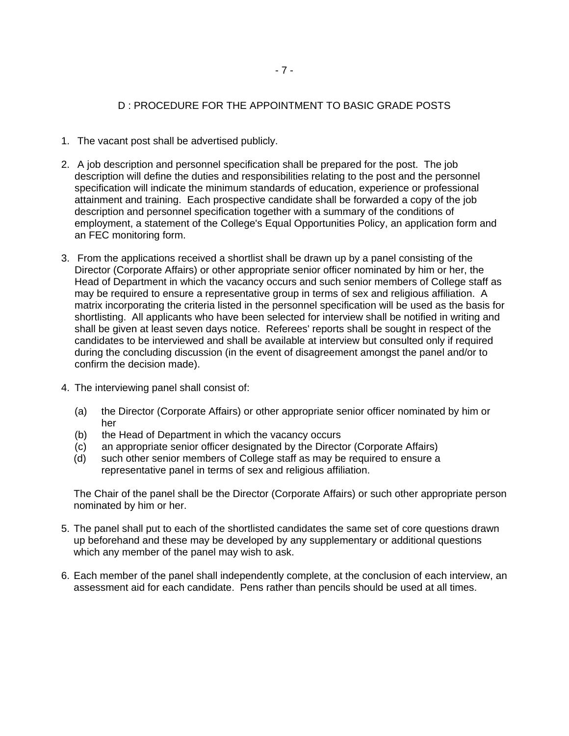## D : PROCEDURE FOR THE APPOINTMENT TO BASIC GRADE POSTS

1. The vacant post shall be advertised publicly.

2. A job description and personnel specification shall be prepared for the post. The job description will define the duties and responsibilities relating to the post and the personnel specification will indicate the minimum standards of education, experience or professional attainment and training. Each prospective candidate shall be forwarded a copy of the job description and personnel specification together with a summary of the conditions of employment, a statement of the College's Equal Opportunities Policy, an application form and an FEC monitoring form.

3. From the applications received a shortlist shall be drawn up by a panel consisting of the Director (Corporate Affairs) or other appropriate senior officer nominated by him or her, the Head of Department in which the vacancy occurs and such senior members of College staff as may be required to ensure a representative group in terms of sex and religious affiliation. A matrix incorporating the criteria listed in the personnel specification will be used as the basis for shortlisting. All applicants who have been selected for interview shall be notified in writing and shall be given at least seven days notice. Referees' reports shall be sought in respect of the candidates to be interviewed and shall be available at interview but consulted only if required during the concluding discussion (in the event of disagreement amongst the panel and/or to confirm the decision made).

4. The interviewing panel shall consist of:

   (a) the Director (Corporate Affairs) or other appropriate senior officer nominated by him or her
   (b) the Head of Department in which the vacancy occurs
   (c) an appropriate senior officer designated by the Director (Corporate Affairs)
   (d) such other senior members of College staff as may be required to ensure a representative panel in terms of sex and religious affiliation.

   The Chair of the panel shall be the Director (Corporate Affairs) or such other appropriate person nominated by him or her.

5. The panel shall put to each of the shortlisted candidates the same set of core questions drawn up beforehand and these may be developed by any supplementary or additional questions which any member of the panel may wish to ask.

6. Each member of the panel shall independently complete, at the conclusion of each interview, an assessment aid for each candidate. Pens rather than pencils should be used at all times.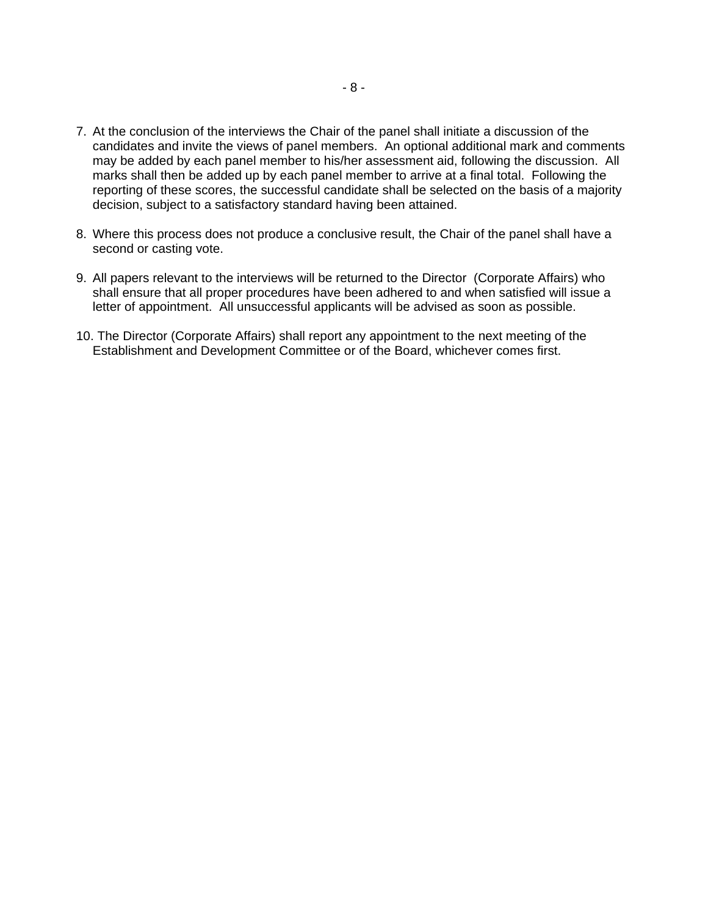7. At the conclusion of the interviews the Chair of the panel shall initiate a discussion of the candidates and invite the views of panel members. An optional additional mark and comments may be added by each panel member to his/her assessment aid, following the discussion. All marks shall then be added up by each panel member to arrive at a final total. Following the reporting of these scores, the successful candidate shall be selected on the basis of a majority decision, subject to a satisfactory standard having been attained.

8. Where this process does not produce a conclusive result, the Chair of the panel shall have a second or casting vote.

9. All papers relevant to the interviews will be returned to the Director (Corporate Affairs) who shall ensure that all proper procedures have been adhered to and when satisfied will issue a letter of appointment. All unsuccessful applicants will be advised as soon as possible.

10. The Director (Corporate Affairs) shall report any appointment to the next meeting of the Establishment and Development Committee or of the Board, whichever comes first.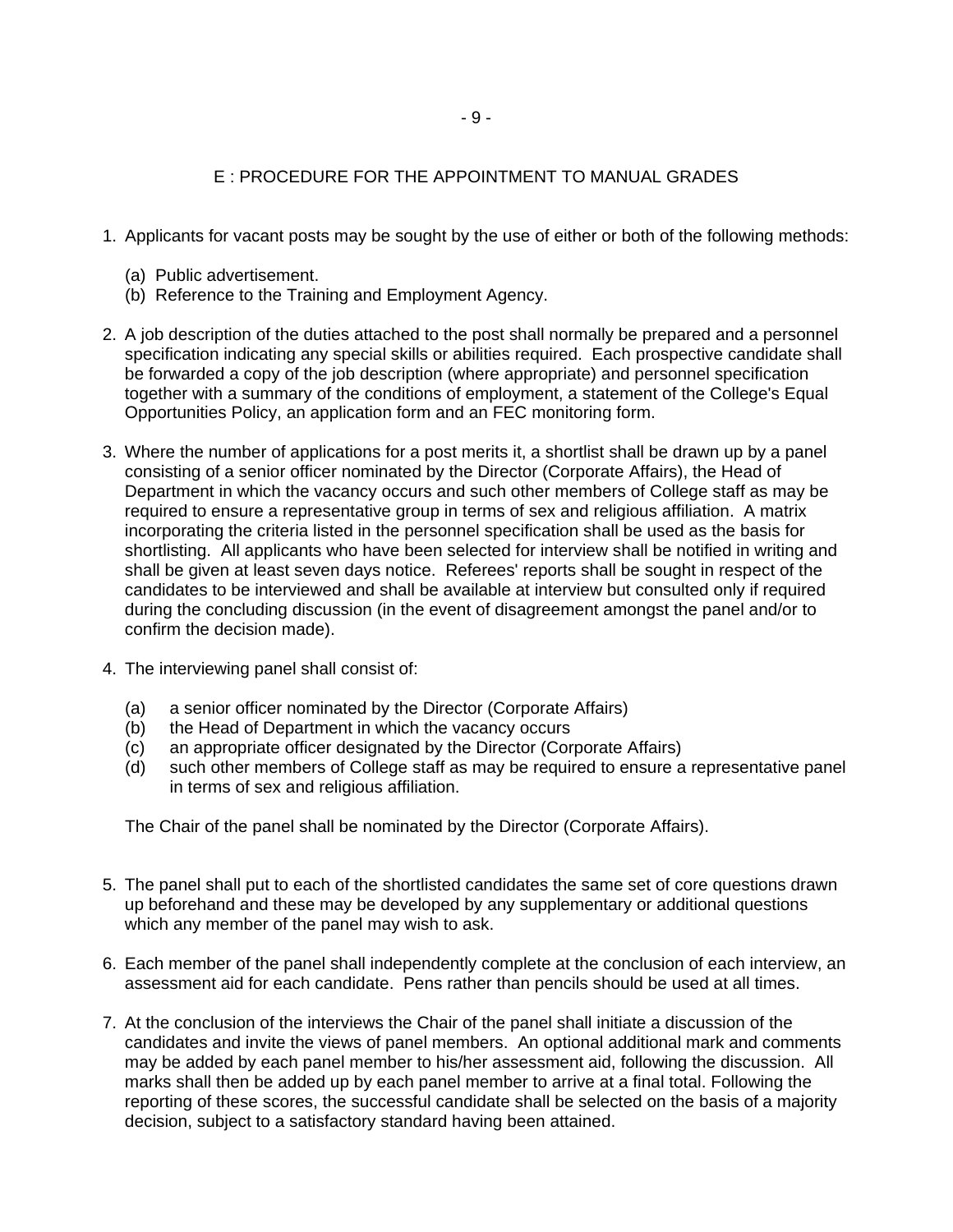## E : PROCEDURE FOR THE APPOINTMENT TO MANUAL GRADES

1. Applicants for vacant posts may be sought by the use of either or both of the following methods:

   (a) Public advertisement.
   (b) Reference to the Training and Employment Agency.

2. A job description of the duties attached to the post shall normally be prepared and a personnel specification indicating any special skills or abilities required. Each prospective candidate shall be forwarded a copy of the job description (where appropriate) and personnel specification together with a summary of the conditions of employment, a statement of the College's Equal Opportunities Policy, an application form and an FEC monitoring form.

3. Where the number of applications for a post merits it, a shortlist shall be drawn up by a panel consisting of a senior officer nominated by the Director (Corporate Affairs), the Head of Department in which the vacancy occurs and such other members of College staff as may be required to ensure a representative group in terms of sex and religious affiliation. A matrix incorporating the criteria listed in the personnel specification shall be used as the basis for shortlisting. All applicants who have been selected for interview shall be notified in writing and shall be given at least seven days notice. Referees' reports shall be sought in respect of the candidates to be interviewed and shall be available at interview but consulted only if required during the concluding discussion (in the event of disagreement amongst the panel and/or to confirm the decision made).

4. The interviewing panel shall consist of:

   (a) a senior officer nominated by the Director (Corporate Affairs)
   (b) the Head of Department in which the vacancy occurs
   (c) an appropriate officer designated by the Director (Corporate Affairs)
   (d) such other members of College staff as may be required to ensure a representative panel in terms of sex and religious affiliation.

   The Chair of the panel shall be nominated by the Director (Corporate Affairs).

5. The panel shall put to each of the shortlisted candidates the same set of core questions drawn up beforehand and these may be developed by any supplementary or additional questions which any member of the panel may wish to ask.

6. Each member of the panel shall independently complete at the conclusion of each interview, an assessment aid for each candidate. Pens rather than pencils should be used at all times.

7. At the conclusion of the interviews the Chair of the panel shall initiate a discussion of the candidates and invite the views of panel members. An optional additional mark and comments may be added by each panel member to his/her assessment aid, following the discussion. All marks shall then be added up by each panel member to arrive at a final total. Following the reporting of these scores, the successful candidate shall be selected on the basis of a majority decision, subject to a satisfactory standard having been attained.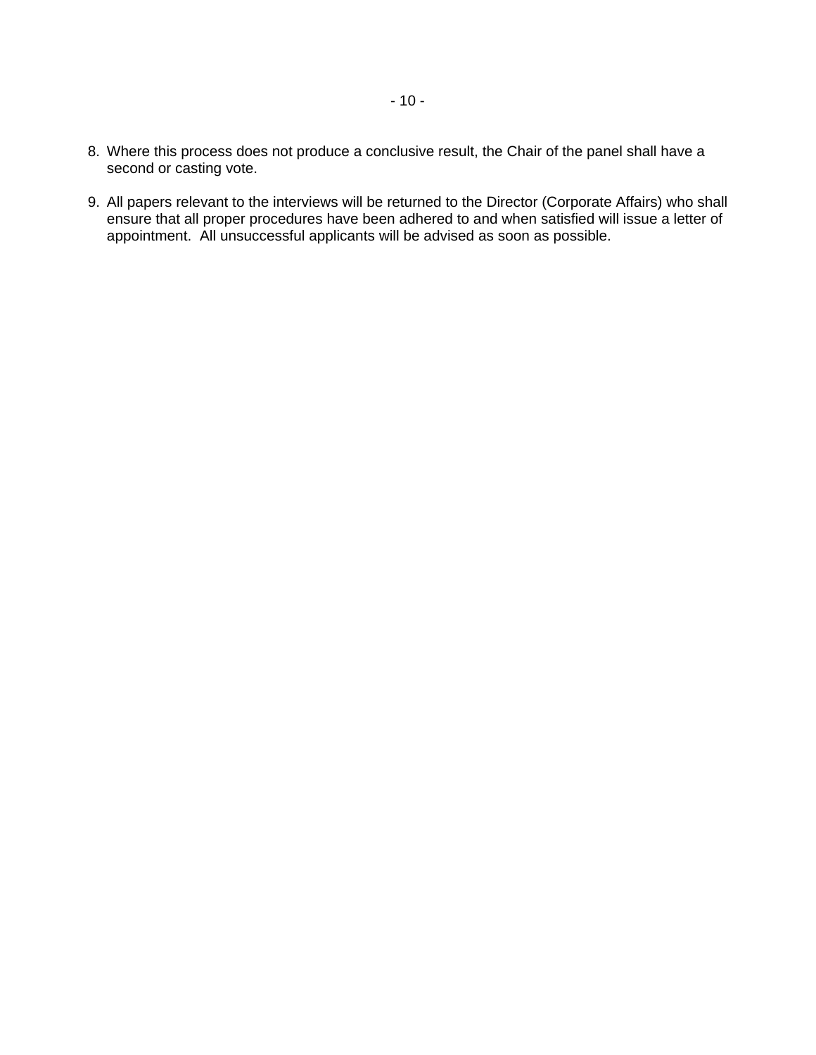8. Where this process does not produce a conclusive result, the Chair of the panel shall have a second or casting vote.

9. All papers relevant to the interviews will be returned to the Director (Corporate Affairs) who shall ensure that all proper procedures have been adhered to and when satisfied will issue a letter of appointment. All unsuccessful applicants will be advised as soon as possible.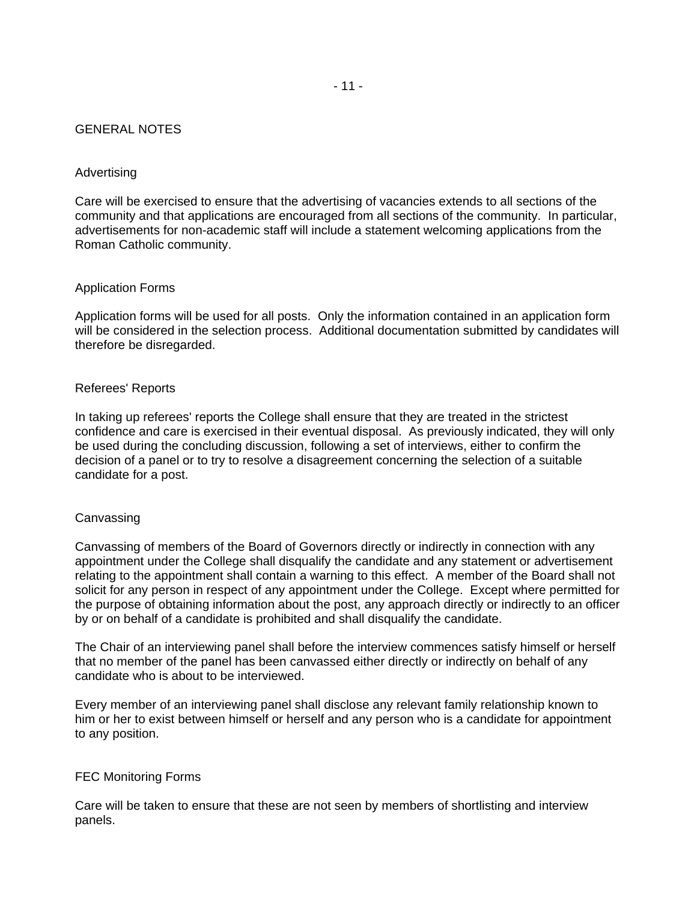## GENERAL NOTES

### Advertising

Care will be exercised to ensure that the advertising of vacancies extends to all sections of the community and that applications are encouraged from all sections of the community. In particular, advertisements for non-academic staff will include a statement welcoming applications from the Roman Catholic community.

### Application Forms

Application forms will be used for all posts. Only the information contained in an application form will be considered in the selection process. Additional documentation submitted by candidates will therefore be disregarded.

### Referees' Reports

In taking up referees' reports the College shall ensure that they are treated in the strictest confidence and care is exercised in their eventual disposal. As previously indicated, they will only be used during the concluding discussion, following a set of interviews, either to confirm the decision of a panel or to try to resolve a disagreement concerning the selection of a suitable candidate for a post.

### Canvassing

Canvassing of members of the Board of Governors directly or indirectly in connection with any appointment under the College shall disqualify the candidate and any statement or advertisement relating to the appointment shall contain a warning to this effect. A member of the Board shall not solicit for any person in respect of any appointment under the College. Except where permitted for the purpose of obtaining information about the post, any approach directly or indirectly to an officer by or on behalf of a candidate is prohibited and shall disqualify the candidate.

The Chair of an interviewing panel shall before the interview commences satisfy himself or herself that no member of the panel has been canvassed either directly or indirectly on behalf of any candidate who is about to be interviewed.

Every member of an interviewing panel shall disclose any relevant family relationship known to him or her to exist between himself or herself and any person who is a candidate for appointment to any position.

### FEC Monitoring Forms

Care will be taken to ensure that these are not seen by members of shortlisting and interview panels.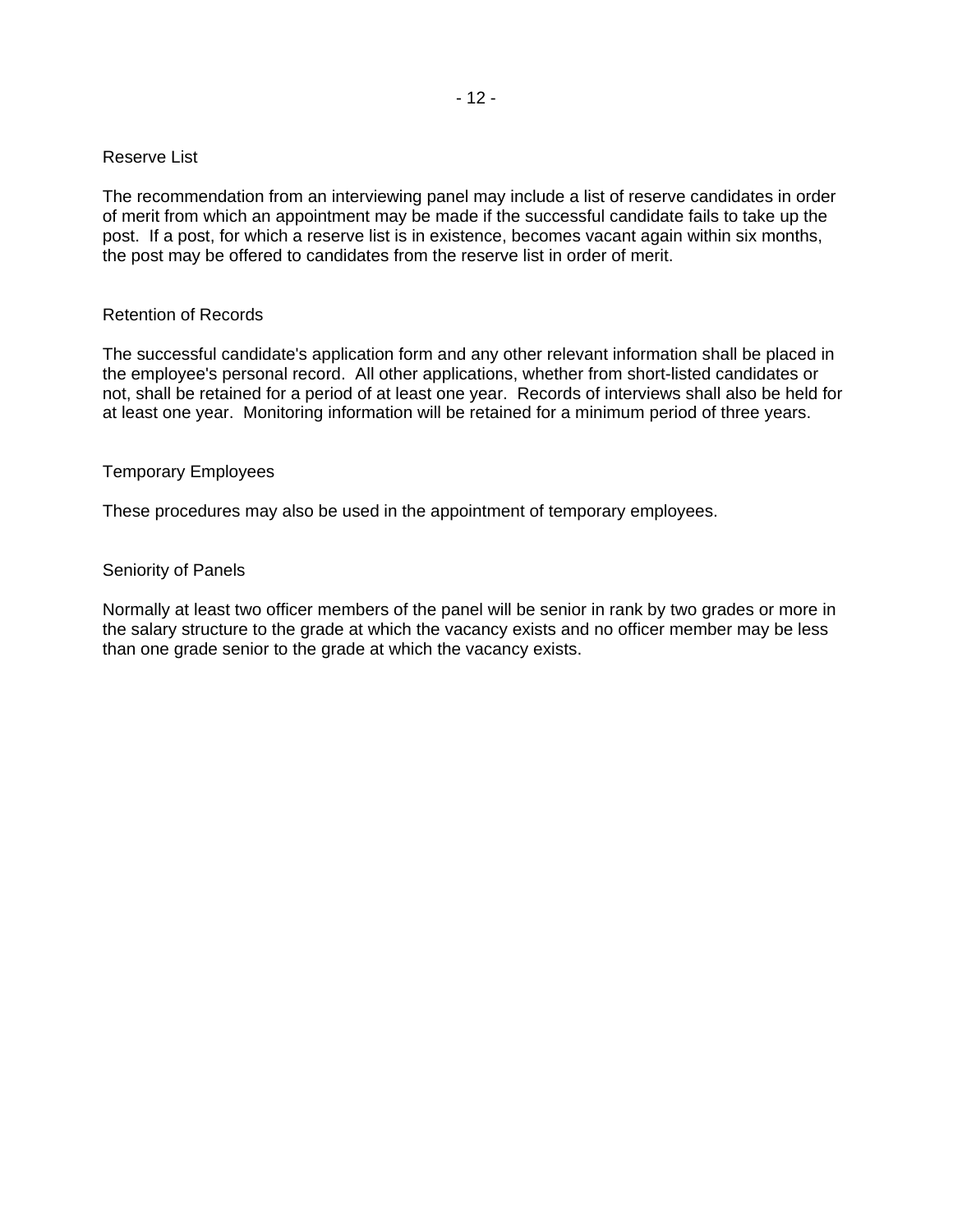## Reserve List

The recommendation from an interviewing panel may include a list of reserve candidates in order of merit from which an appointment may be made if the successful candidate fails to take up the post. If a post, for which a reserve list is in existence, becomes vacant again within six months, the post may be offered to candidates from the reserve list in order of merit.

## Retention of Records

The successful candidate's application form and any other relevant information shall be placed in the employee's personal record. All other applications, whether from short-listed candidates or not, shall be retained for a period of at least one year. Records of interviews shall also be held for at least one year. Monitoring information will be retained for a minimum period of three years.

## Temporary Employees

These procedures may also be used in the appointment of temporary employees.

## Seniority of Panels

Normally at least two officer members of the panel will be senior in rank by two grades or more in the salary structure to the grade at which the vacancy exists and no officer member may be less than one grade senior to the grade at which the vacancy exists.